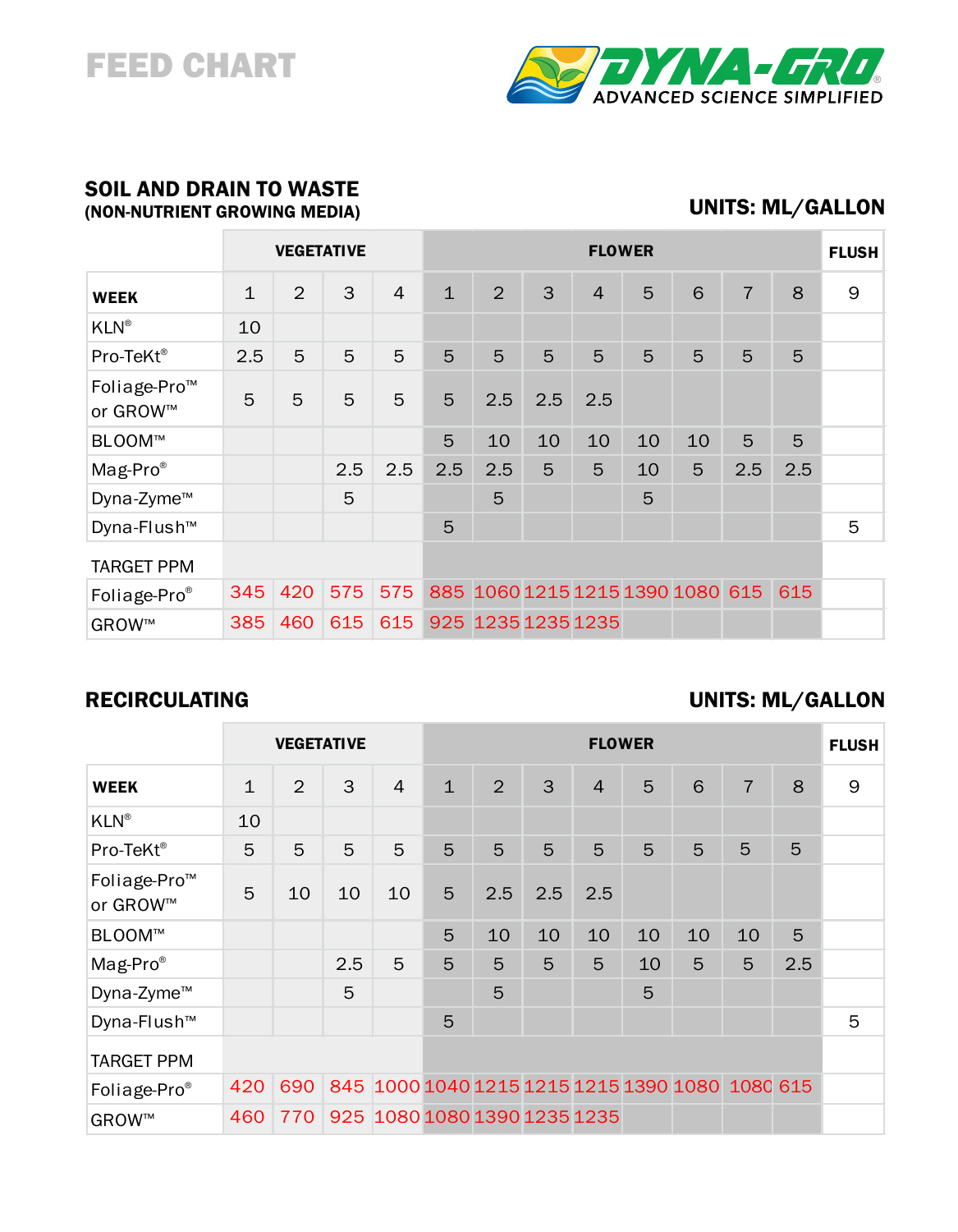# FEED CHART

DYNA-GRO® ADVANCED SCIENCE SIMPLIFIED

## SOIL AND DRAIN TO WASTE
**(NON-NUTRIENT GROWING MEDIA)**

**UNITS: ML/GALLON**

| | VEGETATIVE | | | | FLOWER | | | | | | | | FLUSH |
|---|---|---|---|---|---|---|---|---|---|---|---|---|---|
| **WEEK** | 1 | 2 | 3 | 4 | 1 | 2 | 3 | 4 | 5 | 6 | 7 | 8 | 9 |
| KLN® | 10 | | | | | | | | | | | | |
| Pro-TeKt® | 2.5 | 5 | 5 | 5 | 5 | 5 | 5 | 5 | 5 | 5 | 5 | 5 | |
| Foliage-Pro™ or GROW™ | 5 | 5 | 5 | 5 | 5 | 2.5 | 2.5 | 2.5 | | | | | |
| BLOOM™ | | | | | 5 | 10 | 10 | 10 | 10 | 10 | 5 | 5 | |
| Mag-Pro® | | | 2.5 | 2.5 | 2.5 | 2.5 | 5 | 5 | 10 | 5 | 2.5 | 2.5 | |
| Dyna-Zyme™ | | | 5 | | | 5 | | | 5 | | | | |
| Dyna-Flush™ | | | | | 5 | | | | | | | | 5 |
| TARGET PPM | | | | | | | | | | | | | |
| Foliage-Pro® | 345 | 420 | 575 | 575 | 885 | 1060 | 1215 | 1215 | 1390 | 1080 | 615 | 615 | |
| GROW™ | 385 | 460 | 615 | 615 | 925 | 1235 | 1235 | 1235 | | | | | |

## RECIRCULATING

**UNITS: ML/GALLON**

| | VEGETATIVE | | | | FLOWER | | | | | | | | FLUSH |
|---|---|---|---|---|---|---|---|---|---|---|---|---|---|
| **WEEK** | 1 | 2 | 3 | 4 | 1 | 2 | 3 | 4 | 5 | 6 | 7 | 8 | 9 |
| KLN® | 10 | | | | | | | | | | | | |
| Pro-TeKt® | 5 | 5 | 5 | 5 | 5 | 5 | 5 | 5 | 5 | 5 | 5 | 5 | |
| Foliage-Pro™ or GROW™ | 5 | 10 | 10 | 10 | 5 | 2.5 | 2.5 | 2.5 | | | | | |
| BLOOM™ | | | | | 5 | 10 | 10 | 10 | 10 | 10 | 10 | 5 | |
| Mag-Pro® | | | 2.5 | 5 | 5 | 5 | 5 | 5 | 10 | 5 | 5 | 2.5 | |
| Dyna-Zyme™ | | | 5 | | | 5 | | | 5 | | | | |
| Dyna-Flush™ | | | | | 5 | | | | | | | | 5 |
| TARGET PPM | | | | | | | | | | | | | |
| Foliage-Pro® | 420 | 690 | 845 | 1000 | 1040 | 1215 | 1215 | 1215 | 1390 | 1080 | 1080 | 615 | |
| GROW™ | 460 | 770 | 925 | 1080 | 1080 | 1390 | 1235 | 1235 | | | | | |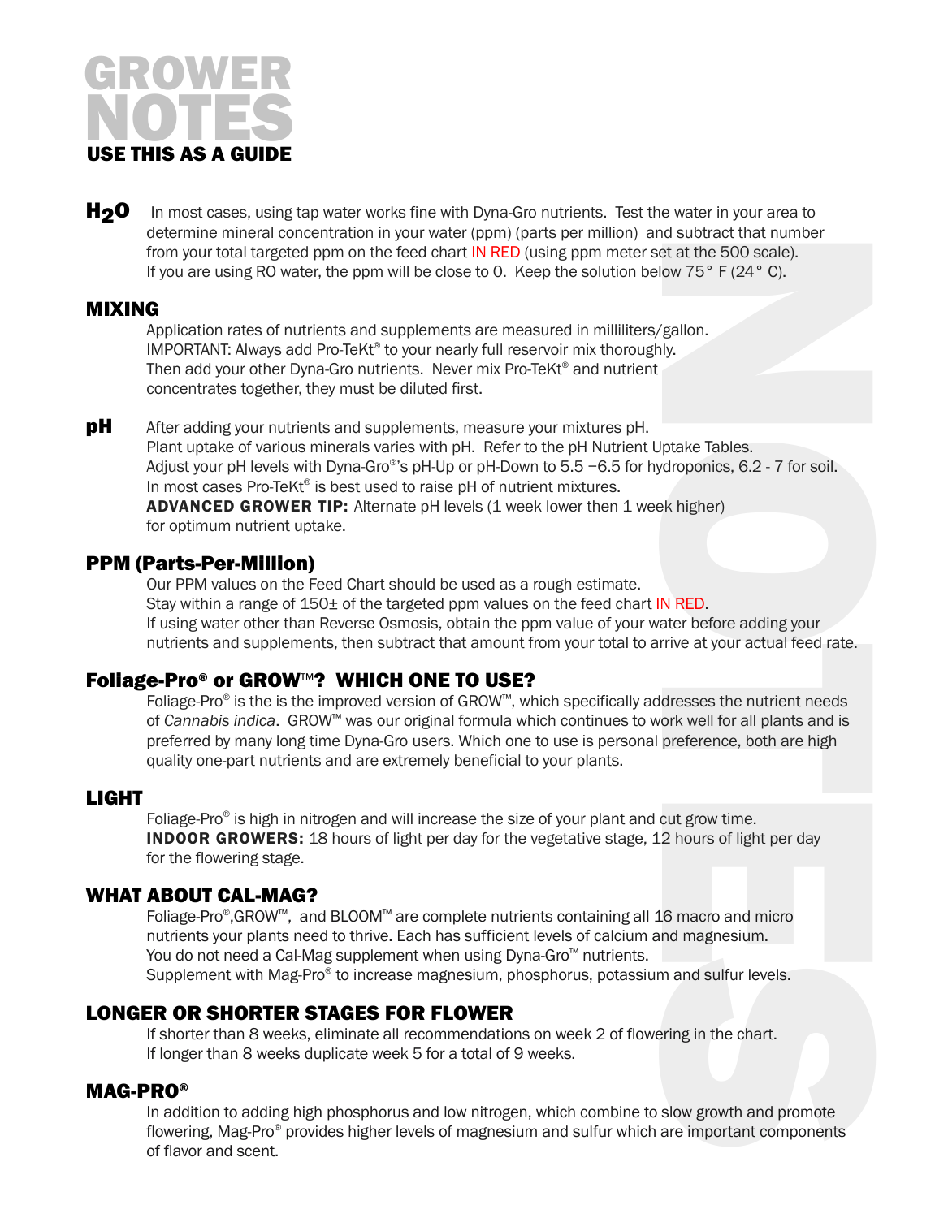# GROWER NOTES

**USE THIS AS A GUIDE**

## $H_2O$

In most cases, using tap water works fine with Dyna-Gro nutrients. Test the water in your area to determine mineral concentration in your water (ppm) (parts per million) and subtract that number from your total targeted ppm on the feed chart IN RED (using ppm meter set at the 500 scale). If you are using RO water, the ppm will be close to 0. Keep the solution below 75° F (24° C).

## MIXING

Application rates of nutrients and supplements are measured in milliliters/gallon. IMPORTANT: Always add Pro-TeKt® to your nearly full reservoir mix thoroughly. Then add your other Dyna-Gro nutrients. Never mix Pro-TeKt® and nutrient concentrates together, they must be diluted first.

## pH

After adding your nutrients and supplements, measure your mixtures pH. Plant uptake of various minerals varies with pH. Refer to the pH Nutrient Uptake Tables. Adjust your pH levels with Dyna-Gro®'s pH-Up or pH-Down to 5.5 −6.5 for hydroponics, 6.2 - 7 for soil. In most cases Pro-TeKt® is best used to raise pH of nutrient mixtures.

**ADVANCED GROWER TIP:** Alternate pH levels (1 week lower then 1 week higher) for optimum nutrient uptake.

## PPM (Parts-Per-Million)

Our PPM values on the Feed Chart should be used as a rough estimate. Stay within a range of 150± of the targeted ppm values on the feed chart IN RED. If using water other than Reverse Osmosis, obtain the ppm value of your water before adding your nutrients and supplements, then subtract that amount from your total to arrive at your actual feed rate.

## Foliage-Pro® or GROW™? WHICH ONE TO USE?

Foliage-Pro® is the is the improved version of GROW™, which specifically addresses the nutrient needs of *Cannabis indica*. GROW™ was our original formula which continues to work well for all plants and is preferred by many long time Dyna-Gro users. Which one to use is personal preference, both are high quality one-part nutrients and are extremely beneficial to your plants.

## LIGHT

Foliage-Pro® is high in nitrogen and will increase the size of your plant and cut grow time.

**INDOOR GROWERS:** 18 hours of light per day for the vegetative stage, 12 hours of light per day for the flowering stage.

## WHAT ABOUT CAL-MAG?

Foliage-Pro®,GROW™, and BLOOM™ are complete nutrients containing all 16 macro and micro nutrients your plants need to thrive. Each has sufficient levels of calcium and magnesium. You do not need a Cal-Mag supplement when using Dyna-Gro™ nutrients. Supplement with Mag-Pro® to increase magnesium, phosphorus, potassium and sulfur levels.

## LONGER OR SHORTER STAGES FOR FLOWER

If shorter than 8 weeks, eliminate all recommendations on week 2 of flowering in the chart. If longer than 8 weeks duplicate week 5 for a total of 9 weeks.

## MAG-PRO®

In addition to adding high phosphorus and low nitrogen, which combine to slow growth and promote flowering, Mag-Pro® provides higher levels of magnesium and sulfur which are important components of flavor and scent.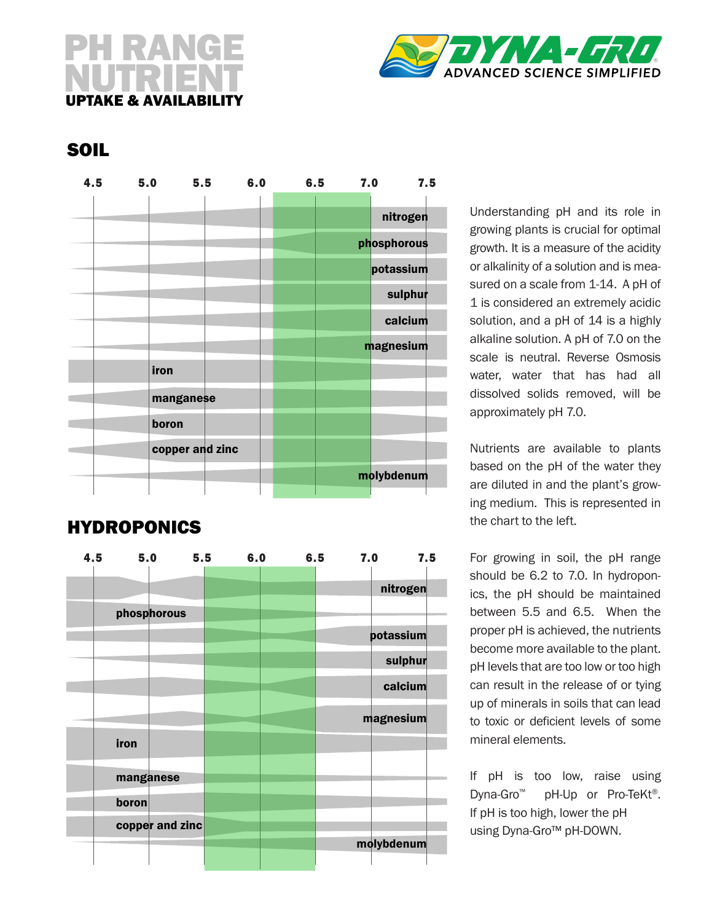# PH RANGE NUTRIENT UPTAKE & AVAILABILITY

DYNA-GRO
ADVANCED SCIENCE SIMPLIFIED

## SOIL

4.5 5.0 5.5 6.0 6.5 7.0 7.5

nitrogen
phosphorous
potassium
sulphur
calcium
magnesium
iron
manganese
boron
copper and zinc
molybdenum

## HYDROPONICS

4.5 5.0 5.5 6.0 6.5 7.0 7.5

nitrogen
phosphorous
potassium
sulphur
calcium
magnesium
iron
manganese
boron
copper and zinc
molybdenum

Understanding pH and its role in growing plants is crucial for optimal growth. It is a measure of the acidity or alkalinity of a solution and is measured on a scale from 1-14. A pH of 1 is considered an extremely acidic solution, and a pH of 14 is a highly alkaline solution. A pH of 7.0 on the scale is neutral. Reverse Osmosis water, water that has had all dissolved solids removed, will be approximately pH 7.0.

Nutrients are available to plants based on the pH of the water they are diluted in and the plant's growing medium. This is represented in the chart to the left.

For growing in soil, the pH range should be 6.2 to 7.0. In hydroponics, the pH should be maintained between 5.5 and 6.5. When the proper pH is achieved, the nutrients become more available to the plant. pH levels that are too low or too high can result in the release of or tying up of minerals in soils that can lead to toxic or deficient levels of some mineral elements.

If pH is too low, raise using Dyna-Gro™ pH-Up or Pro-TeKt®. If pH is too high, lower the pH using Dyna-Gro™ pH-DOWN.